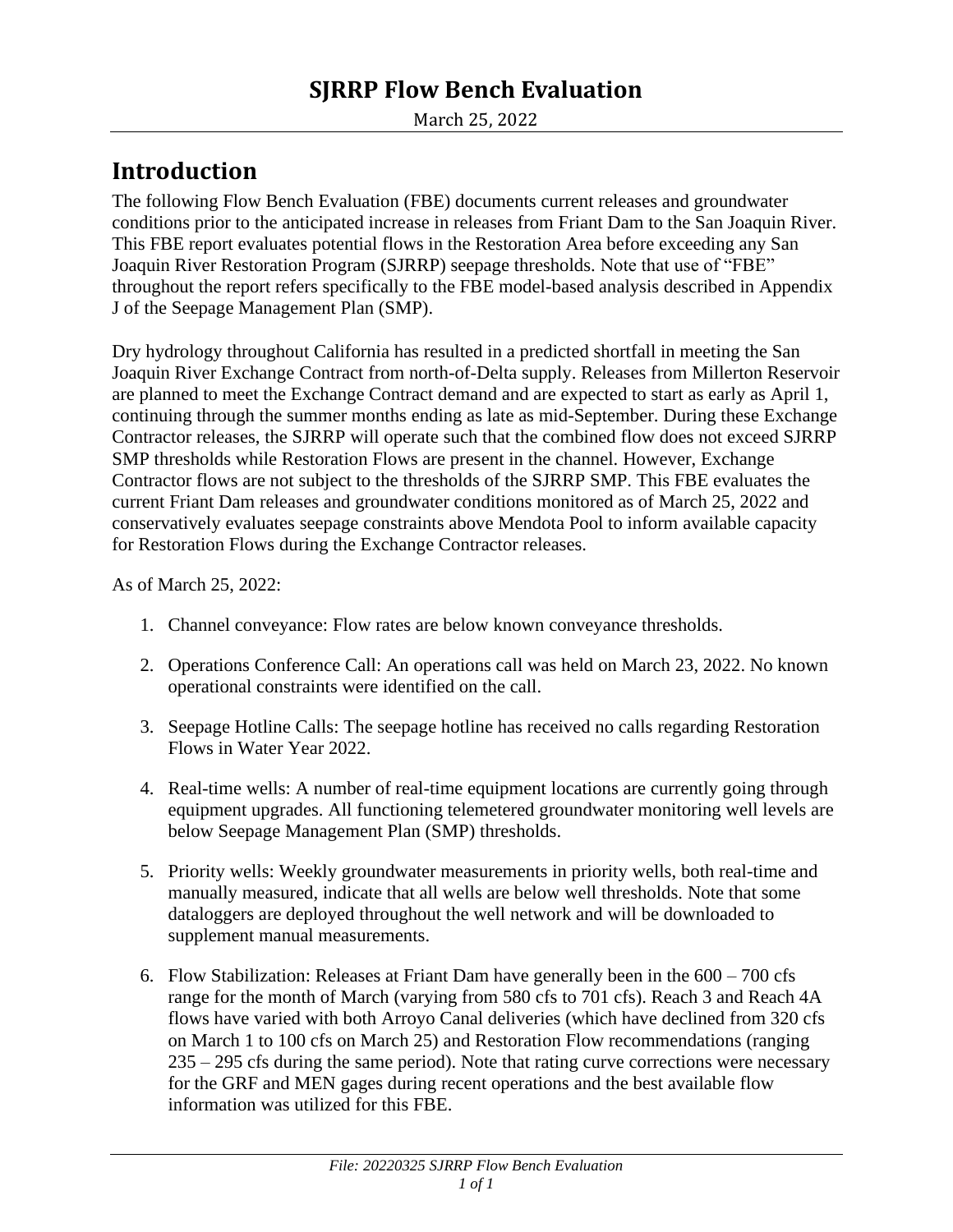# SJRRP Flow Bench Evaluation

March 25, 2022

## Introduction

The following Flow Bench Evaluation (FBE) documents current releases and groundwater conditions prior to the anticipated increase in releases from Friant Dam to the San Joaquin River. This FBE report evaluates potential flows in the Restoration Area before exceeding any San Joaquin River Restoration Program (SJRRP) seepage thresholds. Note that use of "FBE" throughout the report refers specifically to the FBE model-based analysis described in Appendix J of the Seepage Management Plan (SMP).

Dry hydrology throughout California has resulted in a predicted shortfall in meeting the San Joaquin River Exchange Contract from north-of-Delta supply. Releases from Millerton Reservoir are planned to meet the Exchange Contract demand and are expected to start as early as April 1, continuing through the summer months ending as late as mid-September. During these Exchange Contractor releases, the SJRRP will operate such that the combined flow does not exceed SJRRP SMP thresholds while Restoration Flows are present in the channel. However, Exchange Contractor flows are not subject to the thresholds of the SJRRP SMP. This FBE evaluates the current Friant Dam releases and groundwater conditions monitored as of March 25, 2022 and conservatively evaluates seepage constraints above Mendota Pool to inform available capacity for Restoration Flows during the Exchange Contractor releases.

As of March 25, 2022:

1. Channel conveyance: Flow rates are below known conveyance thresholds.
2. Operations Conference Call: An operations call was held on March 23, 2022. No known operational constraints were identified on the call.
3. Seepage Hotline Calls: The seepage hotline has received no calls regarding Restoration Flows in Water Year 2022.
4. Real-time wells: A number of real-time equipment locations are currently going through equipment upgrades. All functioning telemetered groundwater monitoring well levels are below Seepage Management Plan (SMP) thresholds.
5. Priority wells: Weekly groundwater measurements in priority wells, both real-time and manually measured, indicate that all wells are below well thresholds. Note that some dataloggers are deployed throughout the well network and will be downloaded to supplement manual measurements.
6. Flow Stabilization: Releases at Friant Dam have generally been in the 600 – 700 cfs range for the month of March (varying from 580 cfs to 701 cfs). Reach 3 and Reach 4A flows have varied with both Arroyo Canal deliveries (which have declined from 320 cfs on March 1 to 100 cfs on March 25) and Restoration Flow recommendations (ranging 235 – 295 cfs during the same period). Note that rating curve corrections were necessary for the GRF and MEN gages during recent operations and the best available flow information was utilized for this FBE.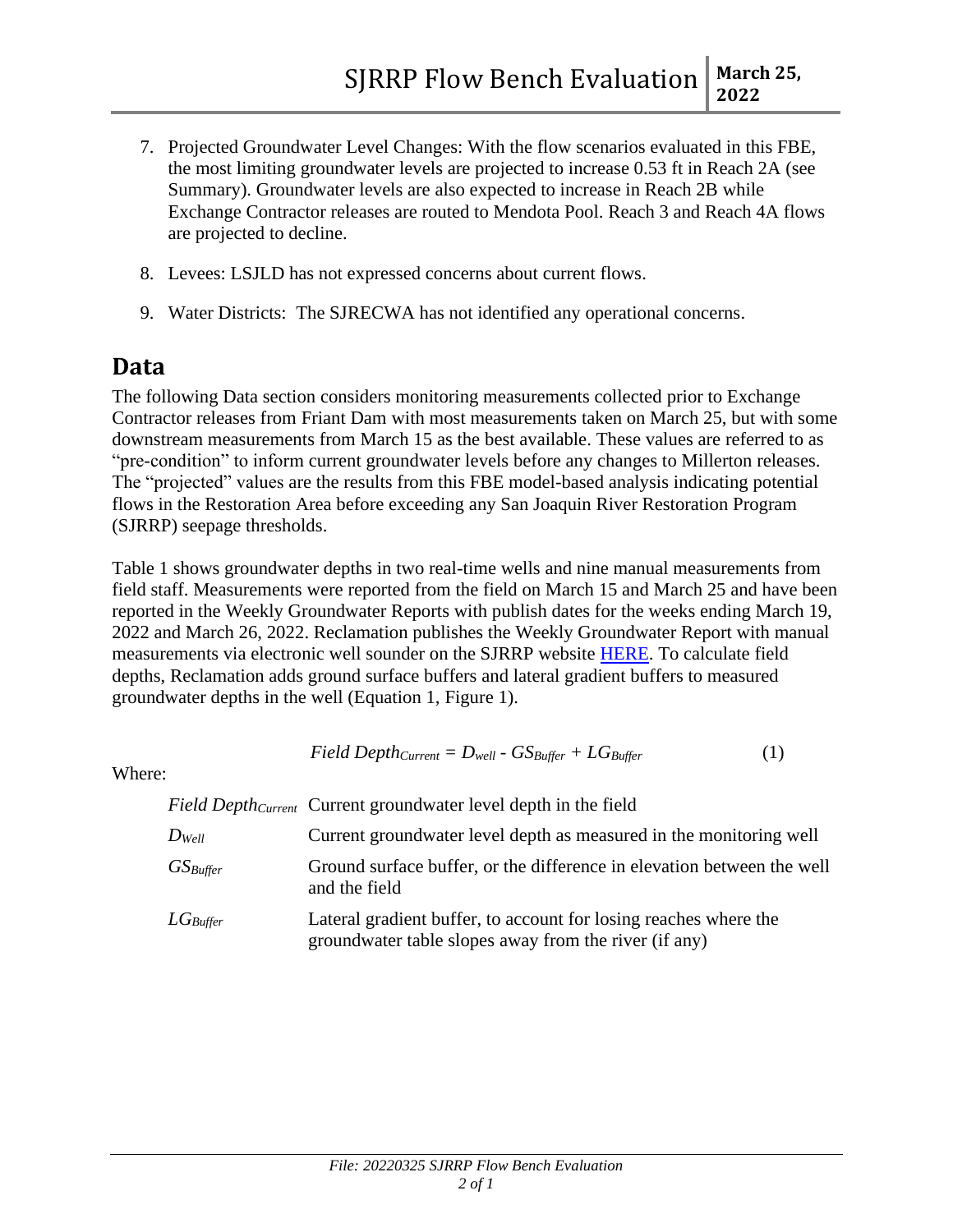7. Projected Groundwater Level Changes: With the flow scenarios evaluated in this FBE, the most limiting groundwater levels are projected to increase 0.53 ft in Reach 2A (see Summary). Groundwater levels are also expected to increase in Reach 2B while Exchange Contractor releases are routed to Mendota Pool. Reach 3 and Reach 4A flows are projected to decline.

8. Levees: LSJLD has not expressed concerns about current flows.

9. Water Districts: The SJRECWA has not identified any operational concerns.

## Data

The following Data section considers monitoring measurements collected prior to Exchange Contractor releases from Friant Dam with most measurements taken on March 25, but with some downstream measurements from March 15 as the best available. These values are referred to as "pre-condition" to inform current groundwater levels before any changes to Millerton releases. The "projected" values are the results from this FBE model-based analysis indicating potential flows in the Restoration Area before exceeding any San Joaquin River Restoration Program (SJRRP) seepage thresholds.

Table 1 shows groundwater depths in two real-time wells and nine manual measurements from field staff. Measurements were reported from the field on March 15 and March 25 and have been reported in the Weekly Groundwater Reports with publish dates for the weeks ending March 19, 2022 and March 26, 2022. Reclamation publishes the Weekly Groundwater Report with manual measurements via electronic well sounder on the SJRRP website HERE. To calculate field depths, Reclamation adds ground surface buffers and lateral gradient buffers to measured groundwater depths in the well (Equation 1, Figure 1).

$$Field\ Depth_{Current} = D_{well} - GS_{Buffer} + LG_{Buffer} \qquad (1)$$

Where:

| | |
|---|---|
| $Field\ Depth_{Current}$ | Current groundwater level depth in the field |
| $D_{Well}$ | Current groundwater level depth as measured in the monitoring well |
| $GS_{Buffer}$ | Ground surface buffer, or the difference in elevation between the well and the field |
| $LG_{Buffer}$ | Lateral gradient buffer, to account for losing reaches where the groundwater table slopes away from the river (if any) |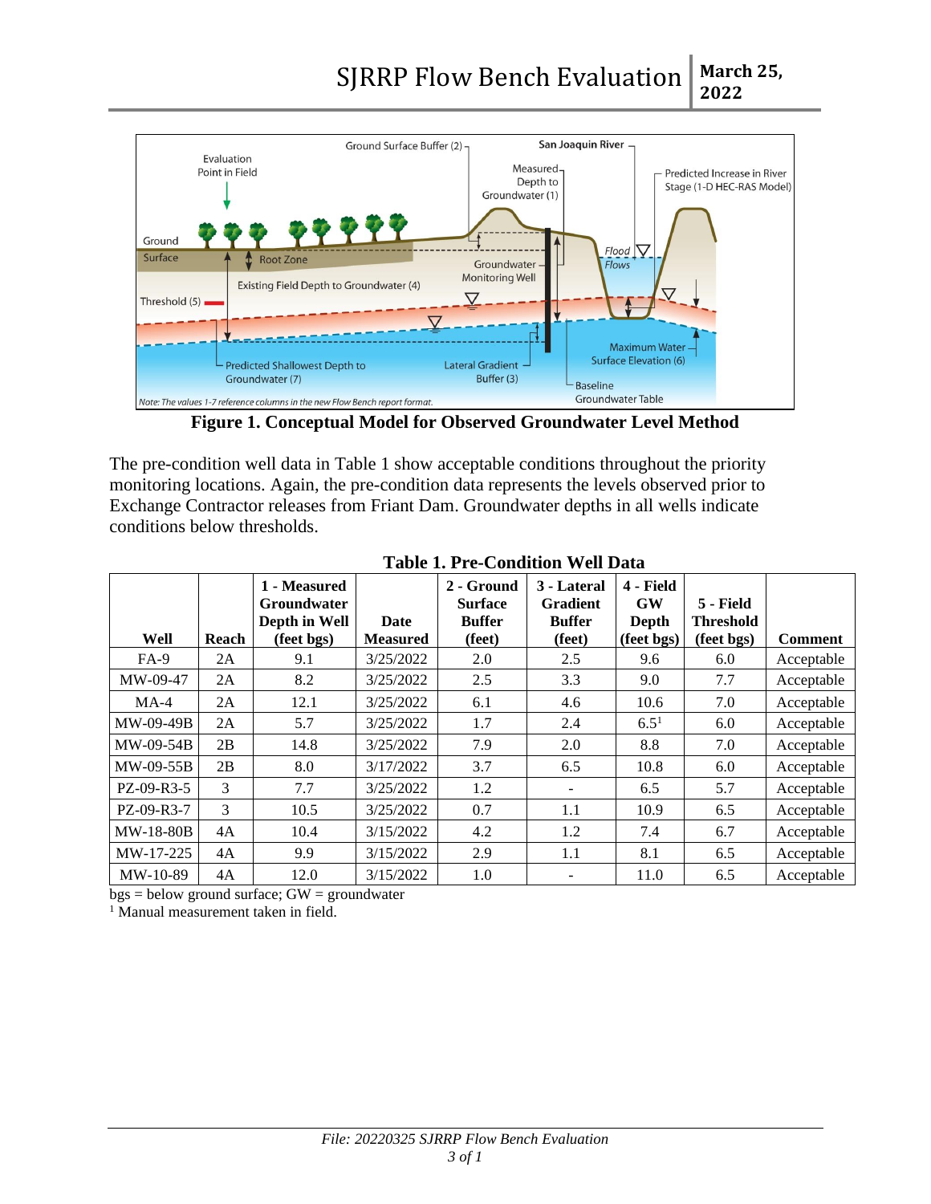**Figure 1. Conceptual Model for Observed Groundwater Level Method**

The pre-condition well data in Table 1 show acceptable conditions throughout the priority monitoring locations. Again, the pre-condition data represents the levels observed prior to Exchange Contractor releases from Friant Dam. Groundwater depths in all wells indicate conditions below thresholds.

**Table 1. Pre-Condition Well Data**

| Well | Reach | 1 - Measured Groundwater Depth in Well (feet bgs) | Date Measured | 2 - Ground Surface Buffer (feet) | 3 - Lateral Gradient Buffer (feet) | 4 - Field GW Depth (feet bgs) | 5 - Field Threshold (feet bgs) | Comment |
|---|---|---|---|---|---|---|---|---|
| FA-9 | 2A | 9.1 | 3/25/2022 | 2.0 | 2.5 | 9.6 | 6.0 | Acceptable |
| MW-09-47 | 2A | 8.2 | 3/25/2022 | 2.5 | 3.3 | 9.0 | 7.7 | Acceptable |
| MA-4 | 2A | 12.1 | 3/25/2022 | 6.1 | 4.6 | 10.6 | 7.0 | Acceptable |
| MW-09-49B | 2A | 5.7 | 3/25/2022 | 1.7 | 2.4 | 6.5[1] | 6.0 | Acceptable |
| MW-09-54B | 2B | 14.8 | 3/25/2022 | 7.9 | 2.0 | 8.8 | 7.0 | Acceptable |
| MW-09-55B | 2B | 8.0 | 3/17/2022 | 3.7 | 6.5 | 10.8 | 6.0 | Acceptable |
| PZ-09-R3-5 | 3 | 7.7 | 3/25/2022 | 1.2 | - | 6.5 | 5.7 | Acceptable |
| PZ-09-R3-7 | 3 | 10.5 | 3/25/2022 | 0.7 | 1.1 | 10.9 | 6.5 | Acceptable |
| MW-18-80B | 4A | 10.4 | 3/15/2022 | 4.2 | 1.2 | 7.4 | 6.7 | Acceptable |
| MW-17-225 | 4A | 9.9 | 3/15/2022 | 2.9 | 1.1 | 8.1 | 6.5 | Acceptable |
| MW-10-89 | 4A | 12.0 | 3/15/2022 | 1.0 | - | 11.0 | 6.5 | Acceptable |

bgs = below ground surface; GW = groundwater

[1] Manual measurement taken in field.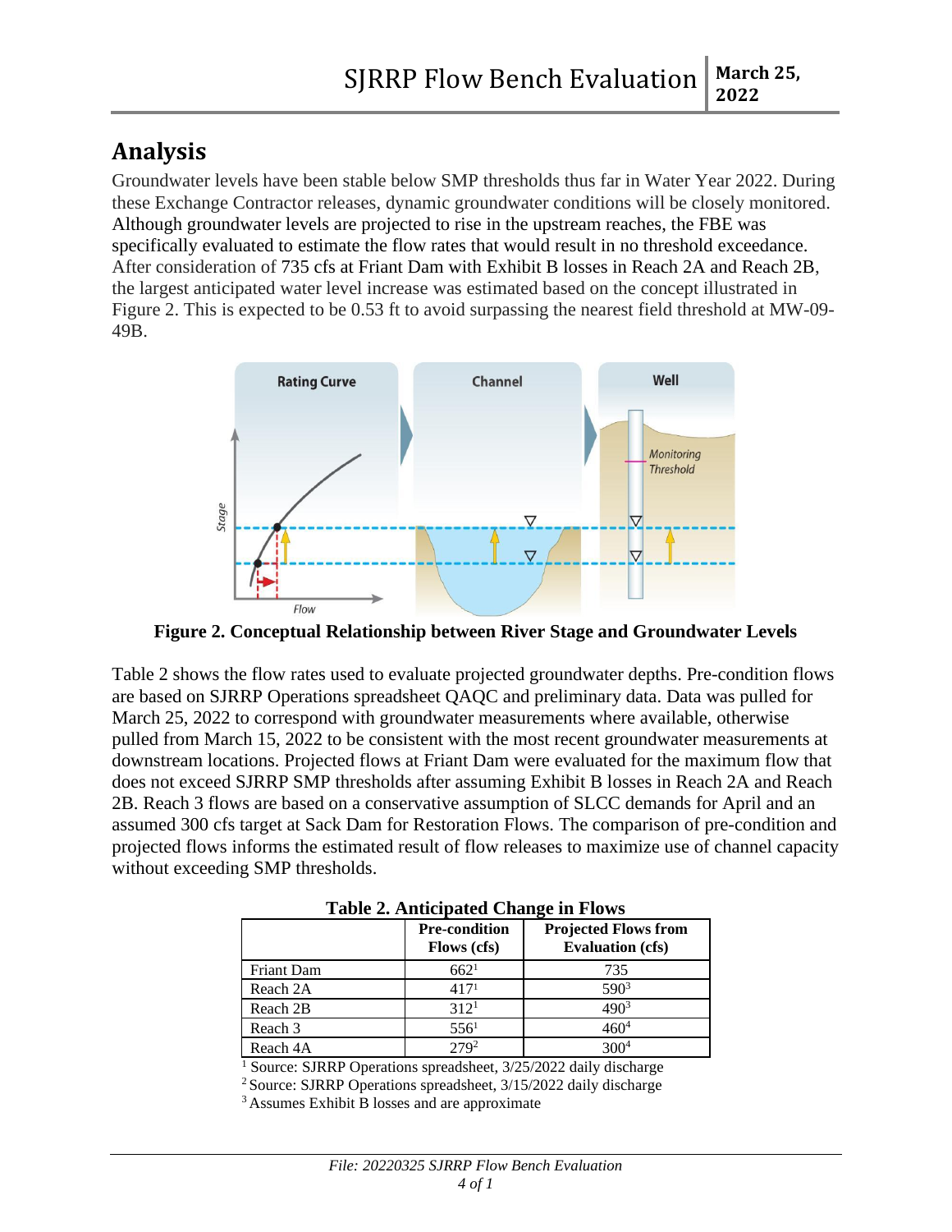## Analysis

Groundwater levels have been stable below SMP thresholds thus far in Water Year 2022. During these Exchange Contractor releases, dynamic groundwater conditions will be closely monitored. Although groundwater levels are projected to rise in the upstream reaches, the FBE was specifically evaluated to estimate the flow rates that would result in no threshold exceedance. After consideration of 735 cfs at Friant Dam with Exhibit B losses in Reach 2A and Reach 2B, the largest anticipated water level increase was estimated based on the concept illustrated in Figure 2. This is expected to be 0.53 ft to avoid surpassing the nearest field threshold at MW-09-49B.

**Figure 2. Conceptual Relationship between River Stage and Groundwater Levels**

Table 2 shows the flow rates used to evaluate projected groundwater depths. Pre-condition flows are based on SJRRP Operations spreadsheet QAQC and preliminary data. Data was pulled for March 25, 2022 to correspond with groundwater measurements where available, otherwise pulled from March 15, 2022 to be consistent with the most recent groundwater measurements at downstream locations. Projected flows at Friant Dam were evaluated for the maximum flow that does not exceed SJRRP SMP thresholds after assuming Exhibit B losses in Reach 2A and Reach 2B. Reach 3 flows are based on a conservative assumption of SLCC demands for April and an assumed 300 cfs target at Sack Dam for Restoration Flows. The comparison of pre-condition and projected flows informs the estimated result of flow releases to maximize use of channel capacity without exceeding SMP thresholds.

**Table 2. Anticipated Change in Flows**

| | Pre-condition Flows (cfs) | Projected Flows from Evaluation (cfs) |
|---|---|---|
| Friant Dam | 662[1] | 735 |
| Reach 2A | 417[1] | 590[3] |
| Reach 2B | 312[1] | 490[3] |
| Reach 3 | 556[1] | 460[4] |
| Reach 4A | 279[2] | 300[4] |

[1] Source: SJRRP Operations spreadsheet, 3/25/2022 daily discharge

[2] Source: SJRRP Operations spreadsheet, 3/15/2022 daily discharge

[3] Assumes Exhibit B losses and are approximate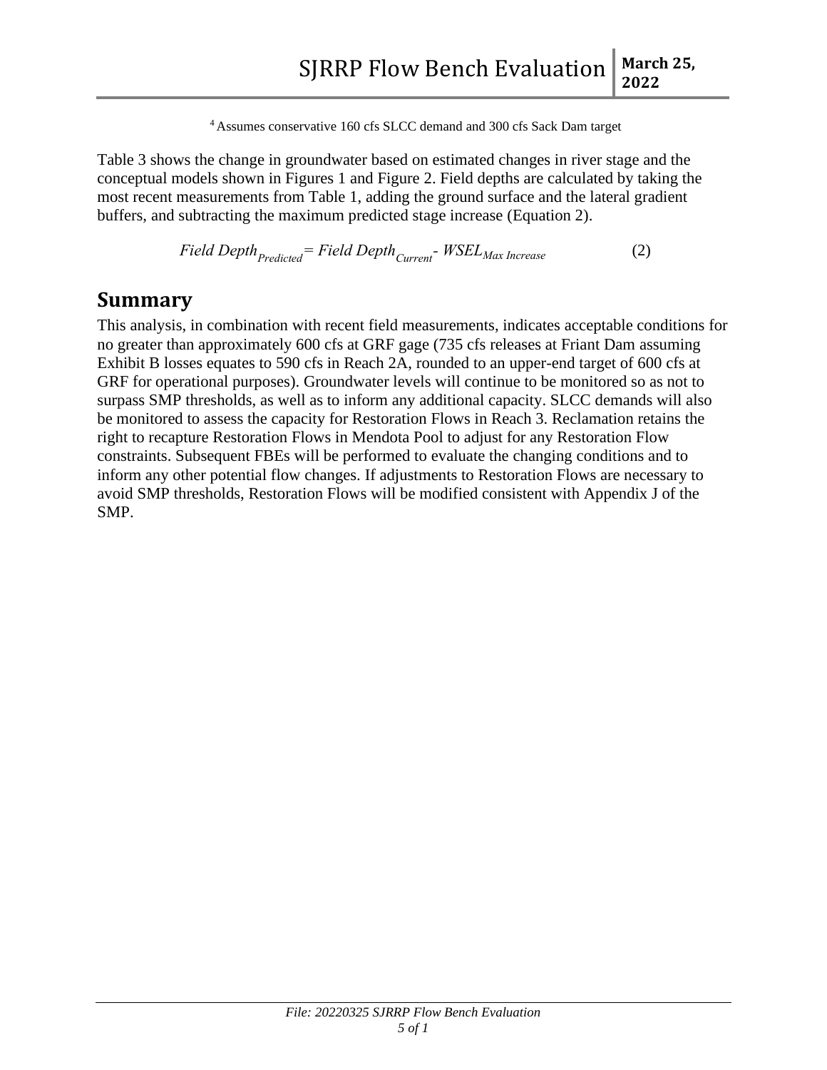[4] Assumes conservative 160 cfs SLCC demand and 300 cfs Sack Dam target

Table 3 shows the change in groundwater based on estimated changes in river stage and the conceptual models shown in Figures 1 and Figure 2. Field depths are calculated by taking the most recent measurements from Table 1, adding the ground surface and the lateral gradient buffers, and subtracting the maximum predicted stage increase (Equation 2).

$$Field\ Depth_{Predicted} = Field\ Depth_{Current} - WSEL_{Max\ Increase} \qquad (2)$$

## Summary

This analysis, in combination with recent field measurements, indicates acceptable conditions for no greater than approximately 600 cfs at GRF gage (735 cfs releases at Friant Dam assuming Exhibit B losses equates to 590 cfs in Reach 2A, rounded to an upper-end target of 600 cfs at GRF for operational purposes). Groundwater levels will continue to be monitored so as not to surpass SMP thresholds, as well as to inform any additional capacity. SLCC demands will also be monitored to assess the capacity for Restoration Flows in Reach 3. Reclamation retains the right to recapture Restoration Flows in Mendota Pool to adjust for any Restoration Flow constraints. Subsequent FBEs will be performed to evaluate the changing conditions and to inform any other potential flow changes. If adjustments to Restoration Flows are necessary to avoid SMP thresholds, Restoration Flows will be modified consistent with Appendix J of the SMP.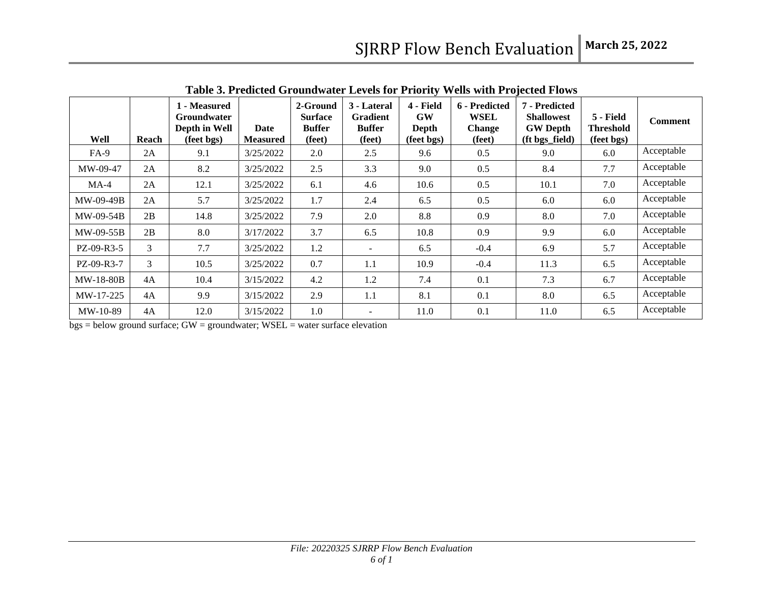**Table 3. Predicted Groundwater Levels for Priority Wells with Projected Flows**

| Well | Reach | 1 - Measured Groundwater Depth in Well (feet bgs) | Date Measured | 2-Ground Surface Buffer (feet) | 3 - Lateral Gradient Buffer (feet) | 4 - Field GW Depth (feet bgs) | 6 - Predicted WSEL Change (feet) | 7 - Predicted Shallowest GW Depth (ft bgs_field) | 5 - Field Threshold (feet bgs) | Comment |
|---|---|---|---|---|---|---|---|---|---|---|
| FA-9 | 2A | 9.1 | 3/25/2022 | 2.0 | 2.5 | 9.6 | 0.5 | 9.0 | 6.0 | Acceptable |
| MW-09-47 | 2A | 8.2 | 3/25/2022 | 2.5 | 3.3 | 9.0 | 0.5 | 8.4 | 7.7 | Acceptable |
| MA-4 | 2A | 12.1 | 3/25/2022 | 6.1 | 4.6 | 10.6 | 0.5 | 10.1 | 7.0 | Acceptable |
| MW-09-49B | 2A | 5.7 | 3/25/2022 | 1.7 | 2.4 | 6.5 | 0.5 | 6.0 | 6.0 | Acceptable |
| MW-09-54B | 2B | 14.8 | 3/25/2022 | 7.9 | 2.0 | 8.8 | 0.9 | 8.0 | 7.0 | Acceptable |
| MW-09-55B | 2B | 8.0 | 3/17/2022 | 3.7 | 6.5 | 10.8 | 0.9 | 9.9 | 6.0 | Acceptable |
| PZ-09-R3-5 | 3 | 7.7 | 3/25/2022 | 1.2 | - | 6.5 | -0.4 | 6.9 | 5.7 | Acceptable |
| PZ-09-R3-7 | 3 | 10.5 | 3/25/2022 | 0.7 | 1.1 | 10.9 | -0.4 | 11.3 | 6.5 | Acceptable |
| MW-18-80B | 4A | 10.4 | 3/15/2022 | 4.2 | 1.2 | 7.4 | 0.1 | 7.3 | 6.7 | Acceptable |
| MW-17-225 | 4A | 9.9 | 3/15/2022 | 2.9 | 1.1 | 8.1 | 0.1 | 8.0 | 6.5 | Acceptable |
| MW-10-89 | 4A | 12.0 | 3/15/2022 | 1.0 | - | 11.0 | 0.1 | 11.0 | 6.5 | Acceptable |

bgs = below ground surface; GW = groundwater; WSEL = water surface elevation